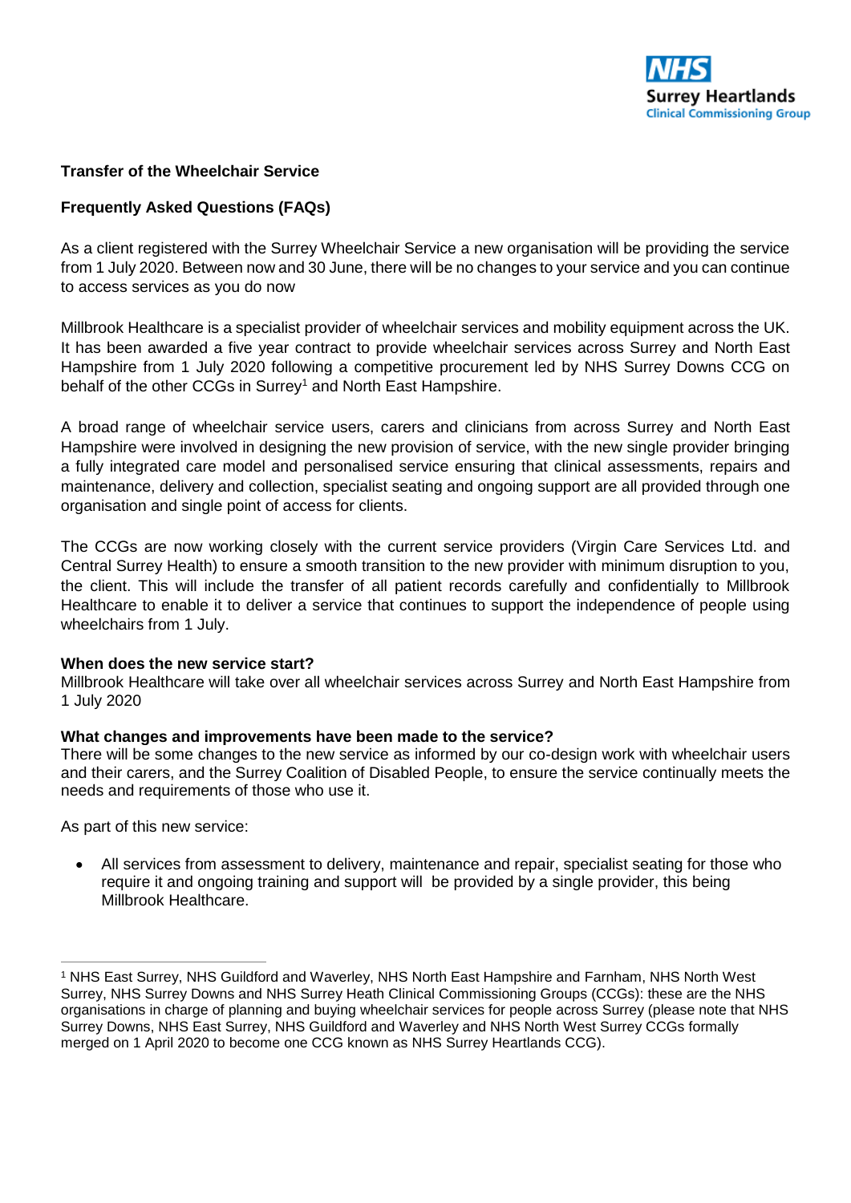NHS Surrey Heartlands Clinical Commissioning Group

**Transfer of the Wheelchair Service**

**Frequently Asked Questions (FAQs)**

As a client registered with the Surrey Wheelchair Service a new organisation will be providing the service from 1 July 2020. Between now and 30 June, there will be no changes to your service and you can continue to access services as you do now

Millbrook Healthcare is a specialist provider of wheelchair services and mobility equipment across the UK. It has been awarded a five year contract to provide wheelchair services across Surrey and North East Hampshire from 1 July 2020 following a competitive procurement led by NHS Surrey Downs CCG on behalf of the other CCGs in Surrey[1] and North East Hampshire.

A broad range of wheelchair service users, carers and clinicians from across Surrey and North East Hampshire were involved in designing the new provision of service, with the new single provider bringing a fully integrated care model and personalised service ensuring that clinical assessments, repairs and maintenance, delivery and collection, specialist seating and ongoing support are all provided through one organisation and single point of access for clients.

The CCGs are now working closely with the current service providers (Virgin Care Services Ltd. and Central Surrey Health) to ensure a smooth transition to the new provider with minimum disruption to you, the client. This will include the transfer of all patient records carefully and confidentially to Millbrook Healthcare to enable it to deliver a service that continues to support the independence of people using wheelchairs from 1 July.

**When does the new service start?**
Millbrook Healthcare will take over all wheelchair services across Surrey and North East Hampshire from 1 July 2020

**What changes and improvements have been made to the service?**
There will be some changes to the new service as informed by our co-design work with wheelchair users and their carers, and the Surrey Coalition of Disabled People, to ensure the service continually meets the needs and requirements of those who use it.

As part of this new service:

- All services from assessment to delivery, maintenance and repair, specialist seating for those who require it and ongoing training and support will be provided by a single provider, this being Millbrook Healthcare.

---

[1] NHS East Surrey, NHS Guildford and Waverley, NHS North East Hampshire and Farnham, NHS North West Surrey, NHS Surrey Downs and NHS Surrey Heath Clinical Commissioning Groups (CCGs): these are the NHS organisations in charge of planning and buying wheelchair services for people across Surrey (please note that NHS Surrey Downs, NHS East Surrey, NHS Guildford and Waverley and NHS North West Surrey CCGs formally merged on 1 April 2020 to become one CCG known as NHS Surrey Heartlands CCG).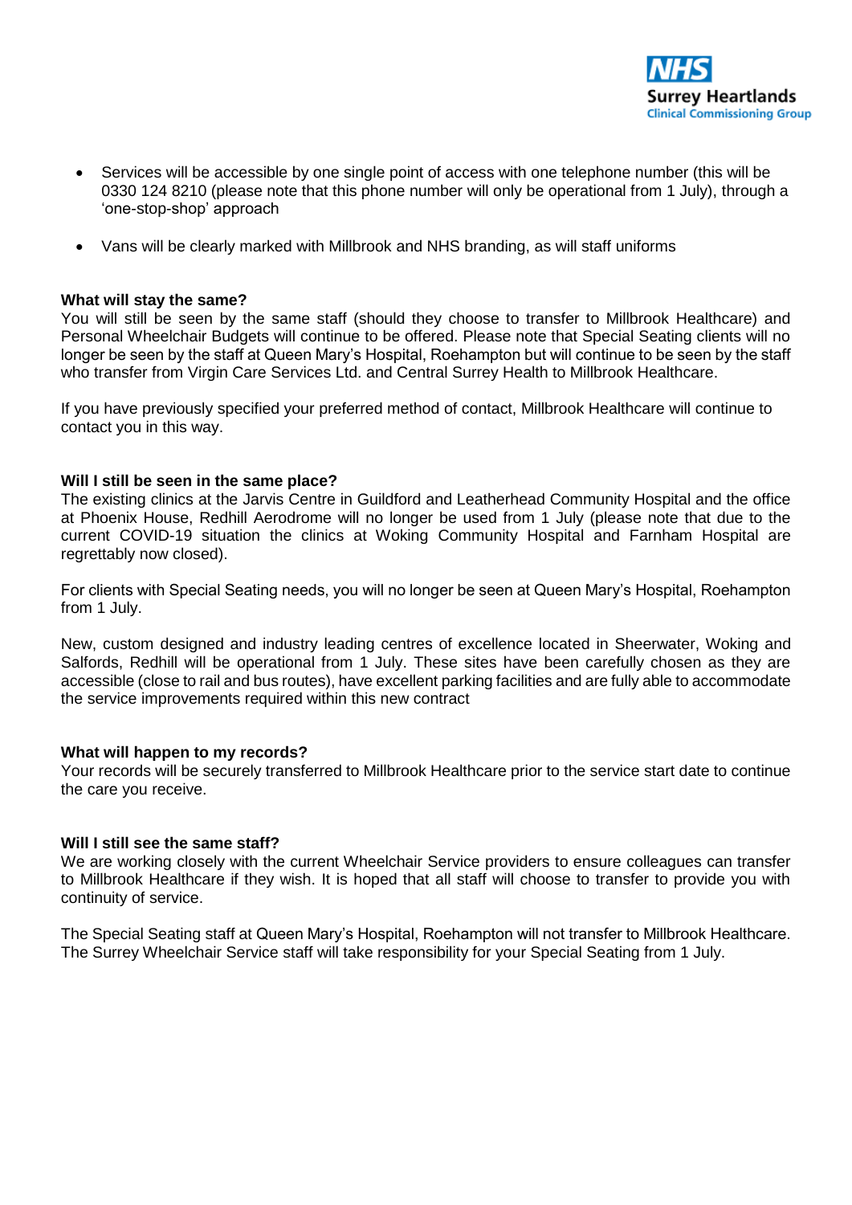- Services will be accessible by one single point of access with one telephone number (this will be 0330 124 8210 (please note that this phone number will only be operational from 1 July), through a 'one-stop-shop' approach
- Vans will be clearly marked with Millbrook and NHS branding, as will staff uniforms

**What will stay the same?**

You will still be seen by the same staff (should they choose to transfer to Millbrook Healthcare) and Personal Wheelchair Budgets will continue to be offered. Please note that Special Seating clients will no longer be seen by the staff at Queen Mary's Hospital, Roehampton but will continue to be seen by the staff who transfer from Virgin Care Services Ltd. and Central Surrey Health to Millbrook Healthcare.

If you have previously specified your preferred method of contact, Millbrook Healthcare will continue to contact you in this way.

**Will I still be seen in the same place?**

The existing clinics at the Jarvis Centre in Guildford and Leatherhead Community Hospital and the office at Phoenix House, Redhill Aerodrome will no longer be used from 1 July (please note that due to the current COVID-19 situation the clinics at Woking Community Hospital and Farnham Hospital are regrettably now closed).

For clients with Special Seating needs, you will no longer be seen at Queen Mary's Hospital, Roehampton from 1 July.

New, custom designed and industry leading centres of excellence located in Sheerwater, Woking and Salfords, Redhill will be operational from 1 July. These sites have been carefully chosen as they are accessible (close to rail and bus routes), have excellent parking facilities and are fully able to accommodate the service improvements required within this new contract

**What will happen to my records?**

Your records will be securely transferred to Millbrook Healthcare prior to the service start date to continue the care you receive.

**Will I still see the same staff?**

We are working closely with the current Wheelchair Service providers to ensure colleagues can transfer to Millbrook Healthcare if they wish. It is hoped that all staff will choose to transfer to provide you with continuity of service.

The Special Seating staff at Queen Mary's Hospital, Roehampton will not transfer to Millbrook Healthcare. The Surrey Wheelchair Service staff will take responsibility for your Special Seating from 1 July.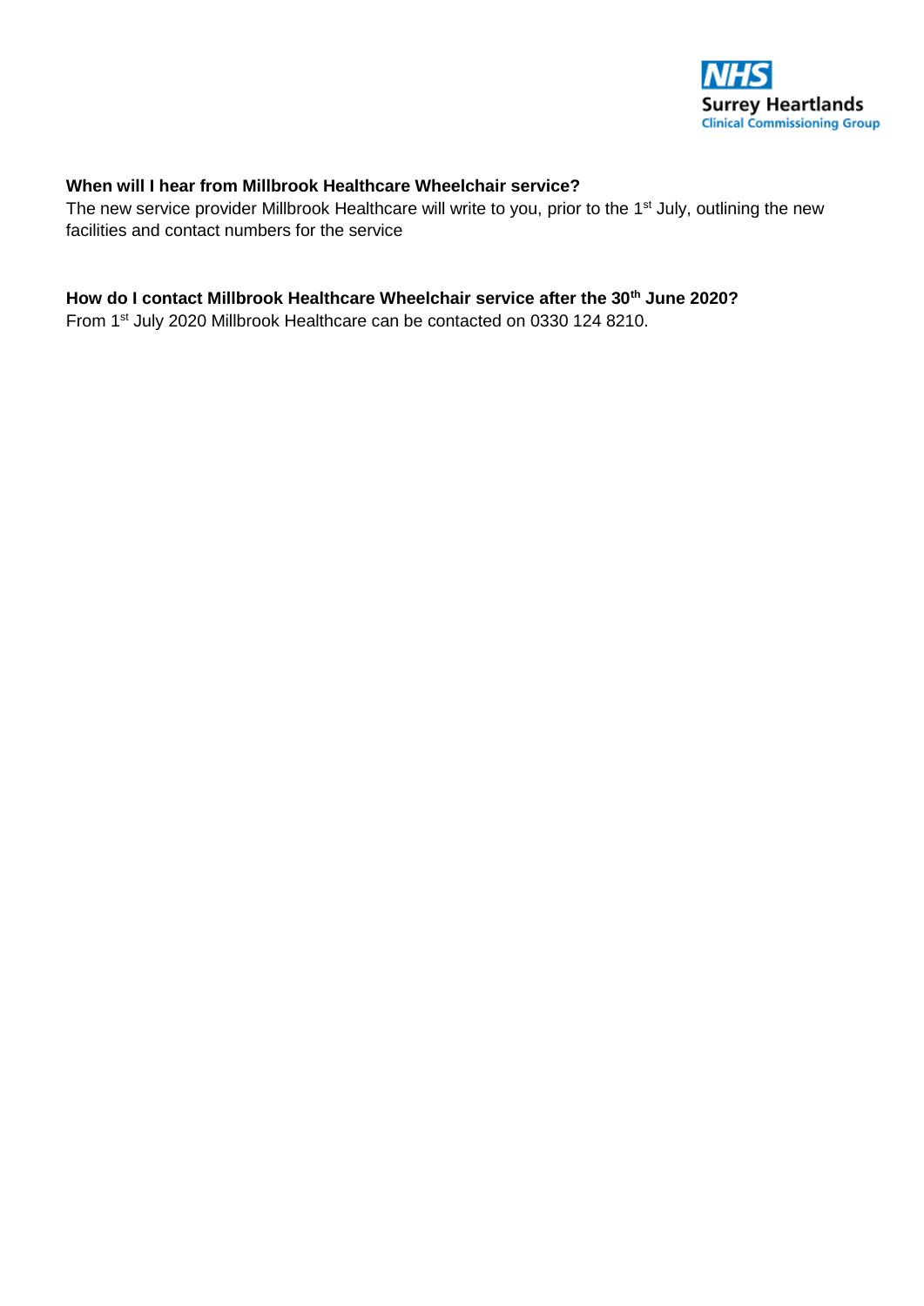**When will I hear from Millbrook Healthcare Wheelchair service?**

The new service provider Millbrook Healthcare will write to you, prior to the 1st July, outlining the new facilities and contact numbers for the service

**How do I contact Millbrook Healthcare Wheelchair service after the 30th June 2020?**

From 1st July 2020 Millbrook Healthcare can be contacted on 0330 124 8210.